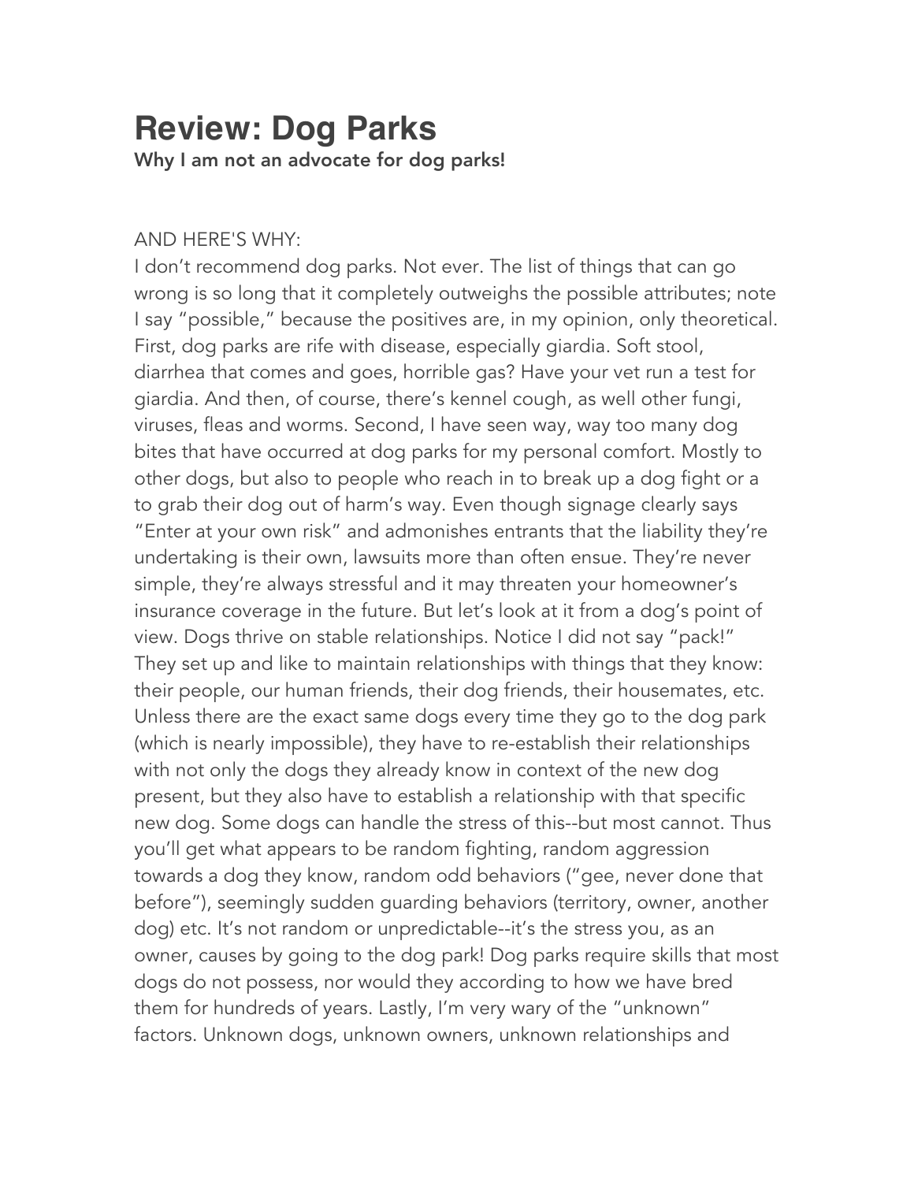# Review: Dog Parks

**Why I am not an advocate for dog parks!**

AND HERE'S WHY:

I don't recommend dog parks. Not ever. The list of things that can go wrong is so long that it completely outweighs the possible attributes; note I say "possible," because the positives are, in my opinion, only theoretical. First, dog parks are rife with disease, especially giardia. Soft stool, diarrhea that comes and goes, horrible gas? Have your vet run a test for giardia. And then, of course, there's kennel cough, as well other fungi, viruses, fleas and worms. Second, I have seen way, way too many dog bites that have occurred at dog parks for my personal comfort. Mostly to other dogs, but also to people who reach in to break up a dog fight or a to grab their dog out of harm's way. Even though signage clearly says "Enter at your own risk" and admonishes entrants that the liability they're undertaking is their own, lawsuits more than often ensue. They're never simple, they're always stressful and it may threaten your homeowner's insurance coverage in the future. But let's look at it from a dog's point of view. Dogs thrive on stable relationships. Notice I did not say "pack!" They set up and like to maintain relationships with things that they know: their people, our human friends, their dog friends, their housemates, etc. Unless there are the exact same dogs every time they go to the dog park (which is nearly impossible), they have to re-establish their relationships with not only the dogs they already know in context of the new dog present, but they also have to establish a relationship with that specific new dog. Some dogs can handle the stress of this--but most cannot. Thus you'll get what appears to be random fighting, random aggression towards a dog they know, random odd behaviors ("gee, never done that before"), seemingly sudden guarding behaviors (territory, owner, another dog) etc. It's not random or unpredictable--it's the stress you, as an owner, causes by going to the dog park! Dog parks require skills that most dogs do not possess, nor would they according to how we have bred them for hundreds of years. Lastly, I'm very wary of the "unknown" factors. Unknown dogs, unknown owners, unknown relationships and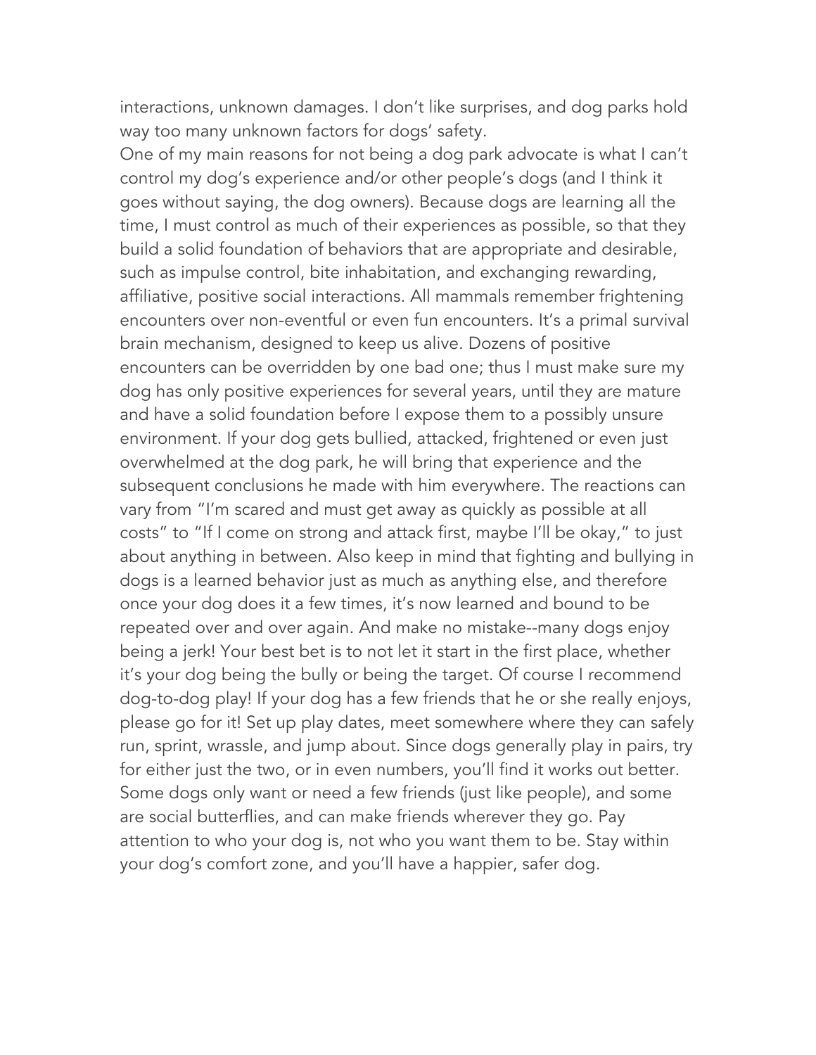interactions, unknown damages. I don't like surprises, and dog parks hold way too many unknown factors for dogs' safety.

One of my main reasons for not being a dog park advocate is what I can't control my dog's experience and/or other people's dogs (and I think it goes without saying, the dog owners). Because dogs are learning all the time, I must control as much of their experiences as possible, so that they build a solid foundation of behaviors that are appropriate and desirable, such as impulse control, bite inhabitation, and exchanging rewarding, affiliative, positive social interactions. All mammals remember frightening encounters over non-eventful or even fun encounters. It's a primal survival brain mechanism, designed to keep us alive. Dozens of positive encounters can be overridden by one bad one; thus I must make sure my dog has only positive experiences for several years, until they are mature and have a solid foundation before I expose them to a possibly unsure environment. If your dog gets bullied, attacked, frightened or even just overwhelmed at the dog park, he will bring that experience and the subsequent conclusions he made with him everywhere. The reactions can vary from "I'm scared and must get away as quickly as possible at all costs" to "If I come on strong and attack first, maybe I'll be okay," to just about anything in between. Also keep in mind that fighting and bullying in dogs is a learned behavior just as much as anything else, and therefore once your dog does it a few times, it's now learned and bound to be repeated over and over again. And make no mistake--many dogs enjoy being a jerk! Your best bet is to not let it start in the first place, whether it's your dog being the bully or being the target. Of course I recommend dog-to-dog play! If your dog has a few friends that he or she really enjoys, please go for it! Set up play dates, meet somewhere where they can safely run, sprint, wrassle, and jump about. Since dogs generally play in pairs, try for either just the two, or in even numbers, you'll find it works out better. Some dogs only want or need a few friends (just like people), and some are social butterflies, and can make friends wherever they go. Pay attention to who your dog is, not who you want them to be. Stay within your dog's comfort zone, and you'll have a happier, safer dog.